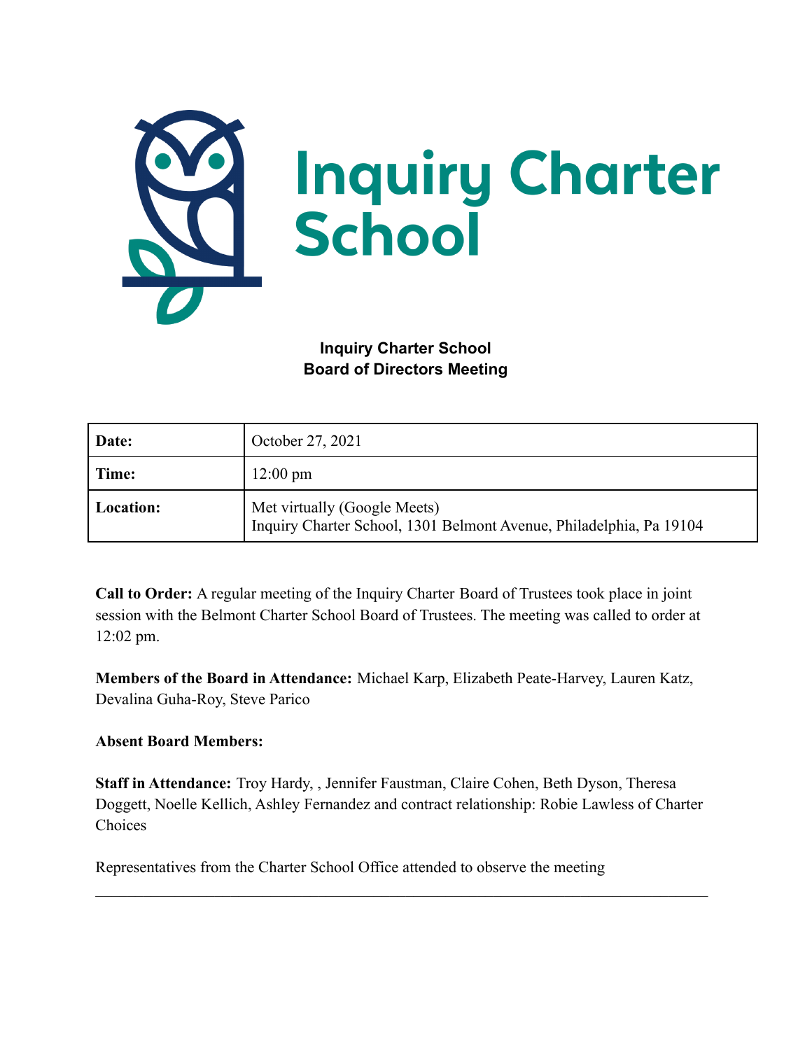# Inquiry Charter School

**Inquiry Charter School**
**Board of Directors Meeting**

| | |
|---|---|
| **Date:** | October 27, 2021 |
| **Time:** | 12:00 pm |
| **Location:** | Met virtually (Google Meets)<br>Inquiry Charter School, 1301 Belmont Avenue, Philadelphia, Pa 19104 |

**Call to Order:** A regular meeting of the Inquiry Charter Board of Trustees took place in joint session with the Belmont Charter School Board of Trustees. The meeting was called to order at 12:02 pm.

**Members of the Board in Attendance:** Michael Karp, Elizabeth Peate-Harvey, Lauren Katz, Devalina Guha-Roy, Steve Parico

**Absent Board Members:**

**Staff in Attendance:** Troy Hardy, , Jennifer Faustman, Claire Cohen, Beth Dyson, Theresa Doggett, Noelle Kellich, Ashley Fernandez and contract relationship: Robie Lawless of Charter Choices

Representatives from the Charter School Office attended to observe the meeting

---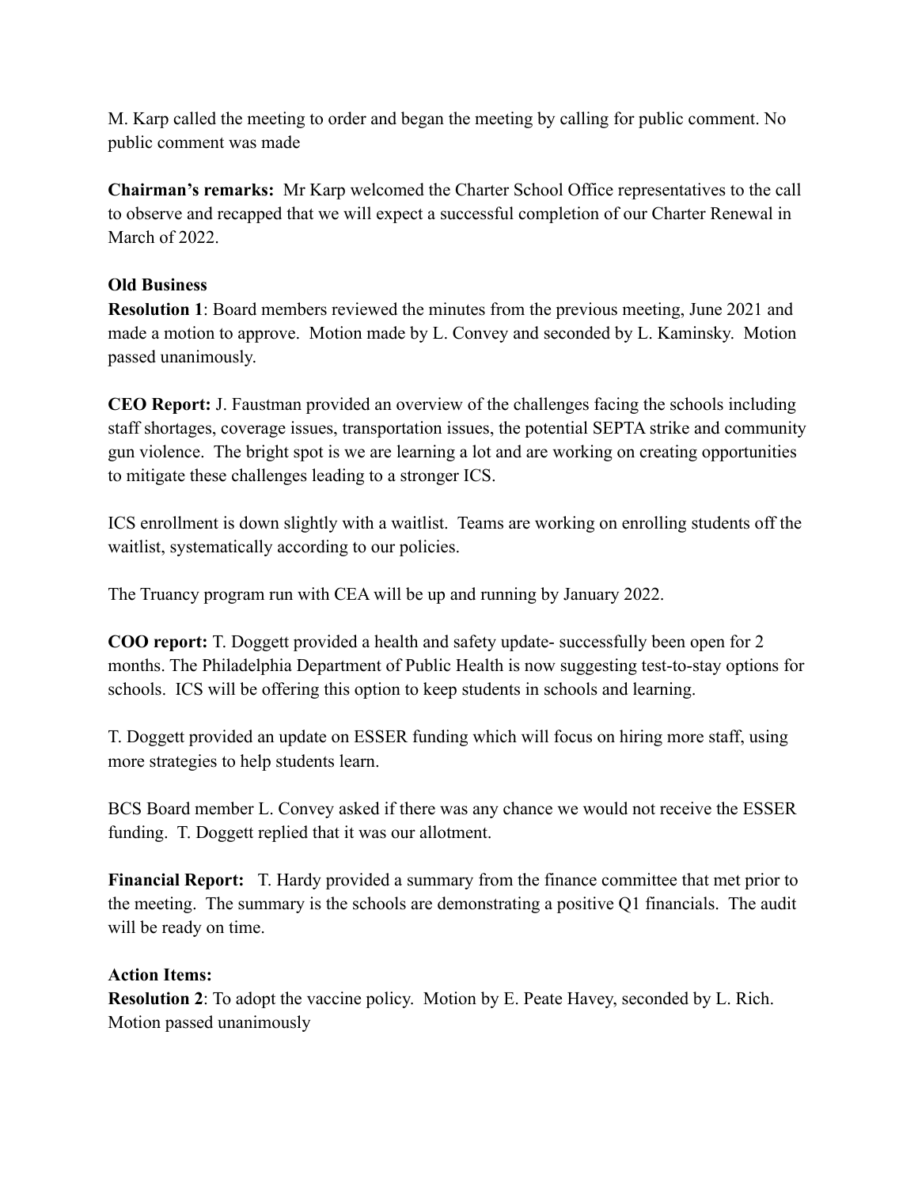M. Karp called the meeting to order and began the meeting by calling for public comment. No public comment was made

**Chairman's remarks:** Mr Karp welcomed the Charter School Office representatives to the call to observe and recapped that we will expect a successful completion of our Charter Renewal in March of 2022.

**Old Business**

**Resolution 1**: Board members reviewed the minutes from the previous meeting, June 2021 and made a motion to approve. Motion made by L. Convey and seconded by L. Kaminsky. Motion passed unanimously.

**CEO Report:** J. Faustman provided an overview of the challenges facing the schools including staff shortages, coverage issues, transportation issues, the potential SEPTA strike and community gun violence. The bright spot is we are learning a lot and are working on creating opportunities to mitigate these challenges leading to a stronger ICS.

ICS enrollment is down slightly with a waitlist. Teams are working on enrolling students off the waitlist, systematically according to our policies.

The Truancy program run with CEA will be up and running by January 2022.

**COO report:** T. Doggett provided a health and safety update- successfully been open for 2 months. The Philadelphia Department of Public Health is now suggesting test-to-stay options for schools. ICS will be offering this option to keep students in schools and learning.

T. Doggett provided an update on ESSER funding which will focus on hiring more staff, using more strategies to help students learn.

BCS Board member L. Convey asked if there was any chance we would not receive the ESSER funding. T. Doggett replied that it was our allotment.

**Financial Report:** T. Hardy provided a summary from the finance committee that met prior to the meeting. The summary is the schools are demonstrating a positive Q1 financials. The audit will be ready on time.

**Action Items:**

**Resolution 2**: To adopt the vaccine policy. Motion by E. Peate Havey, seconded by L. Rich. Motion passed unanimously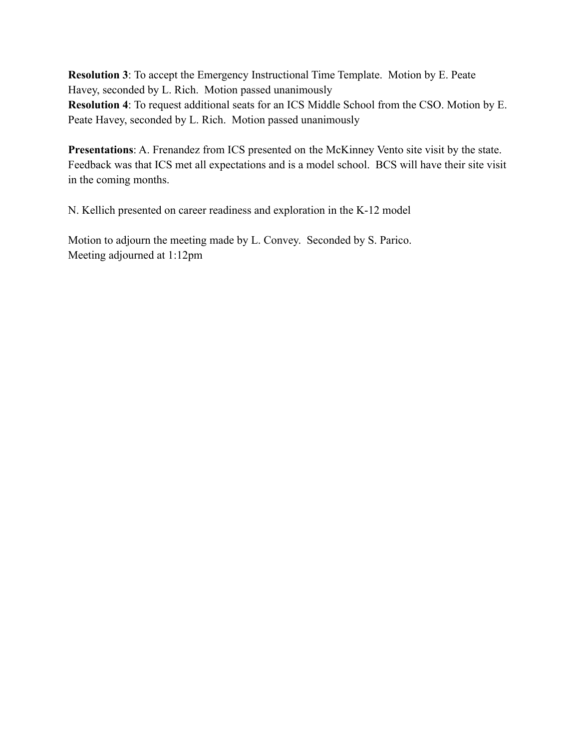**Resolution 3**: To accept the Emergency Instructional Time Template. Motion by E. Peate Havey, seconded by L. Rich. Motion passed unanimously
**Resolution 4**: To request additional seats for an ICS Middle School from the CSO. Motion by E. Peate Havey, seconded by L. Rich. Motion passed unanimously

**Presentations**: A. Frenandez from ICS presented on the McKinney Vento site visit by the state. Feedback was that ICS met all expectations and is a model school. BCS will have their site visit in the coming months.

N. Kellich presented on career readiness and exploration in the K-12 model

Motion to adjourn the meeting made by L. Convey. Seconded by S. Parico.
Meeting adjourned at 1:12pm